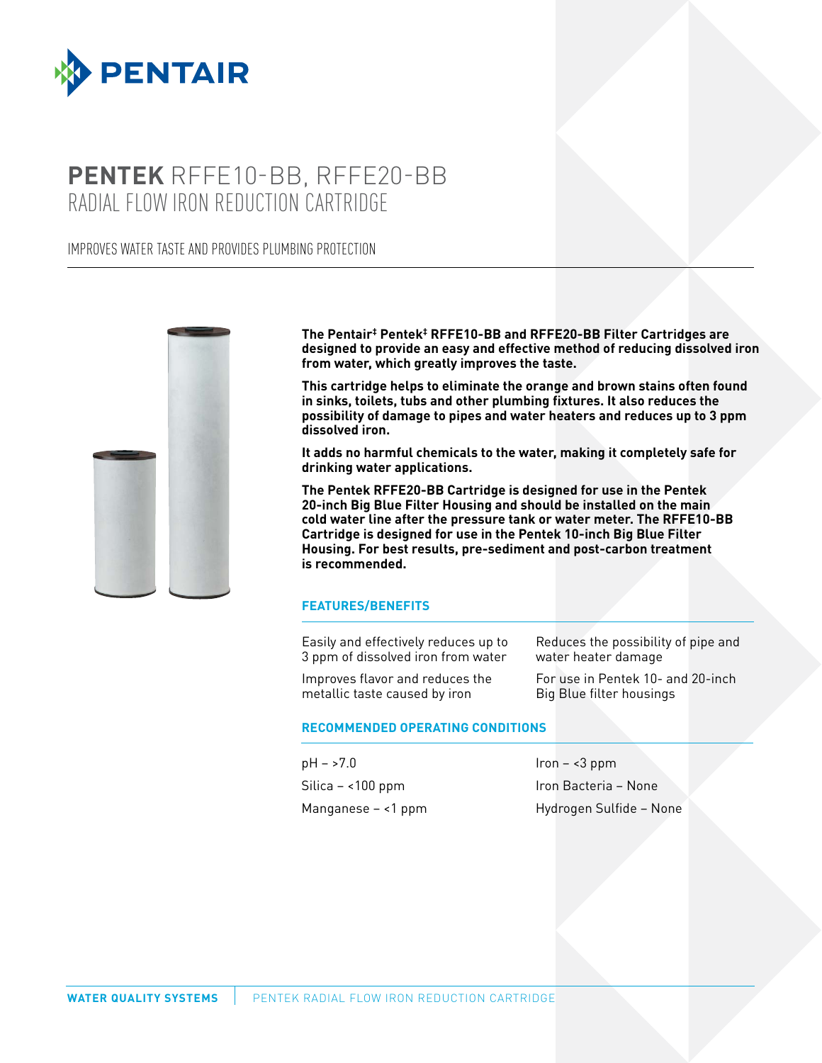# PENTEK RFFE10-BB, RFFE20-BB
## RADIAL FLOW IRON REDUCTION CARTRIDGE

IMPROVES WATER TASTE AND PROVIDES PLUMBING PROTECTION

**The Pentair‡ Pentek‡ RFFE10-BB and RFFE20-BB Filter Cartridges are designed to provide an easy and effective method of reducing dissolved iron from water, which greatly improves the taste.**

**This cartridge helps to eliminate the orange and brown stains often found in sinks, toilets, tubs and other plumbing fixtures. It also reduces the possibility of damage to pipes and water heaters and reduces up to 3 ppm dissolved iron.**

**It adds no harmful chemicals to the water, making it completely safe for drinking water applications.**

**The Pentek RFFE20-BB Cartridge is designed for use in the Pentek 20-inch Big Blue Filter Housing and should be installed on the main cold water line after the pressure tank or water meter. The RFFE10-BB Cartridge is designed for use in the Pentek 10-inch Big Blue Filter Housing. For best results, pre-sediment and post-carbon treatment is recommended.**

### FEATURES/BENEFITS

- Easily and effectively reduces up to 3 ppm of dissolved iron from water
- Improves flavor and reduces the metallic taste caused by iron
- Reduces the possibility of pipe and water heater damage
- For use in Pentek 10- and 20-inch Big Blue filter housings

### RECOMMENDED OPERATING CONDITIONS

pH – >7.0

Silica – <100 ppm

Manganese – <1 ppm

Iron – <3 ppm

Iron Bacteria – None

Hydrogen Sulfide – None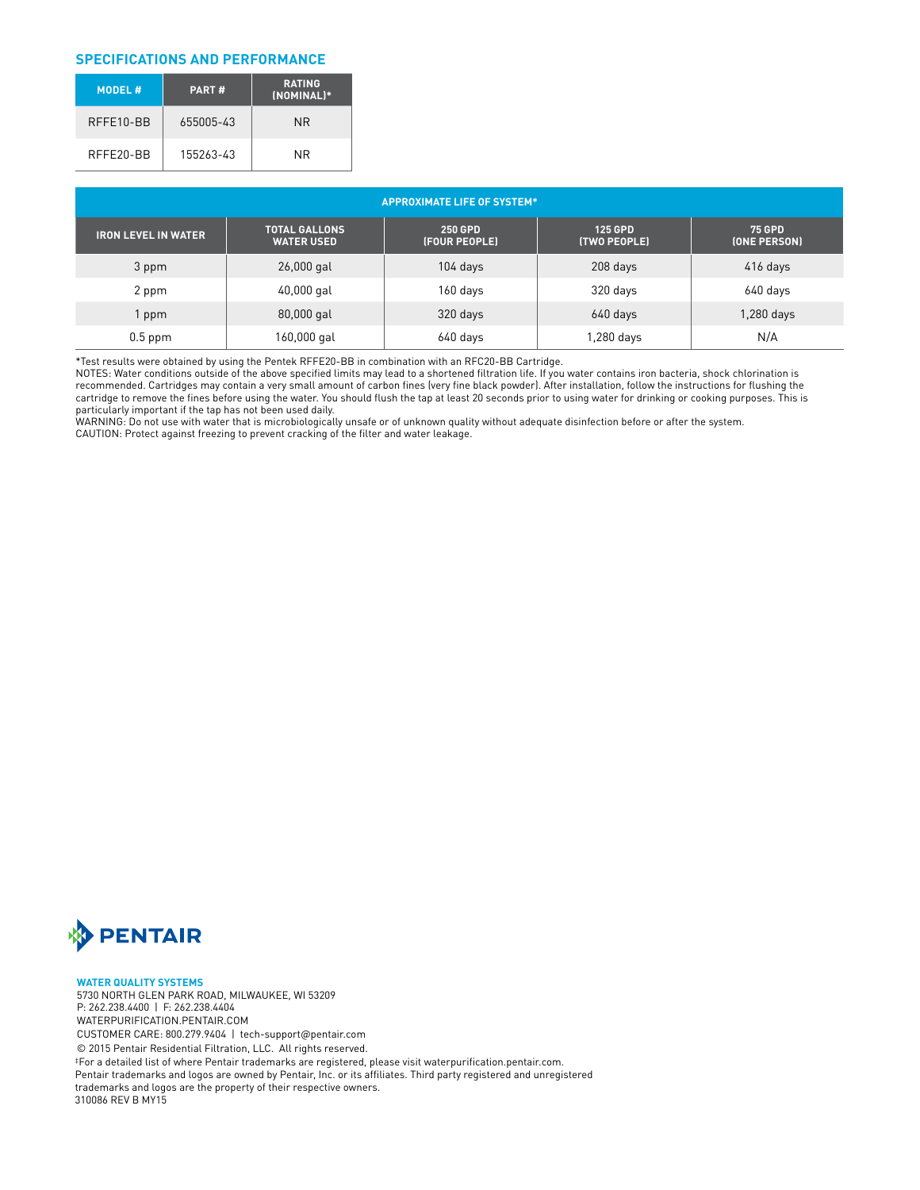## SPECIFICATIONS AND PERFORMANCE

| MODEL # | PART # | RATING (NOMINAL)* |
|---|---|---|
| RFFE10-BB | 655005-43 | NR |
| RFFE20-BB | 155263-43 | NR |

| APPROXIMATE LIFE OF SYSTEM* | | | | |
|---|---|---|---|---|
| IRON LEVEL IN WATER | TOTAL GALLONS WATER USED | 250 GPD (FOUR PEOPLE) | 125 GPD (TWO PEOPLE) | 75 GPD (ONE PERSON) |
| 3 ppm | 26,000 gal | 104 days | 208 days | 416 days |
| 2 ppm | 40,000 gal | 160 days | 320 days | 640 days |
| 1 ppm | 80,000 gal | 320 days | 640 days | 1,280 days |
| 0.5 ppm | 160,000 gal | 640 days | 1,280 days | N/A |

*Test results were obtained by using the Pentek RFFE20-BB in combination with an RFC20-BB Cartridge.

NOTES: Water conditions outside of the above specified limits may lead to a shortened filtration life. If you water contains iron bacteria, shock chlorination is recommended. Cartridges may contain a very small amount of carbon fines (very fine black powder). After installation, follow the instructions for flushing the cartridge to remove the fines before using the water. You should flush the tap at least 20 seconds prior to using water for drinking or cooking purposes. This is particularly important if the tap has not been used daily.

WARNING: Do not use with water that is microbiologically unsafe or of unknown quality without adequate disinfection before or after the system.

CAUTION: Protect against freezing to prevent cracking of the filter and water leakage.

PENTAIR

**WATER QUALITY SYSTEMS**

5730 NORTH GLEN PARK ROAD, MILWAUKEE, WI 53209

P: 262.238.4400 | F: 262.238.4404

WATERPURIFICATION.PENTAIR.COM

CUSTOMER CARE: 800.279.9404 | tech-support@pentair.com

© 2015 Pentair Residential Filtration, LLC. All rights reserved.

‡For a detailed list of where Pentair trademarks are registered, please visit waterpurification.pentair.com.
Pentair trademarks and logos are owned by Pentair, Inc. or its affiliates. Third party registered and unregistered trademarks and logos are the property of their respective owners.

310086 REV B MY15